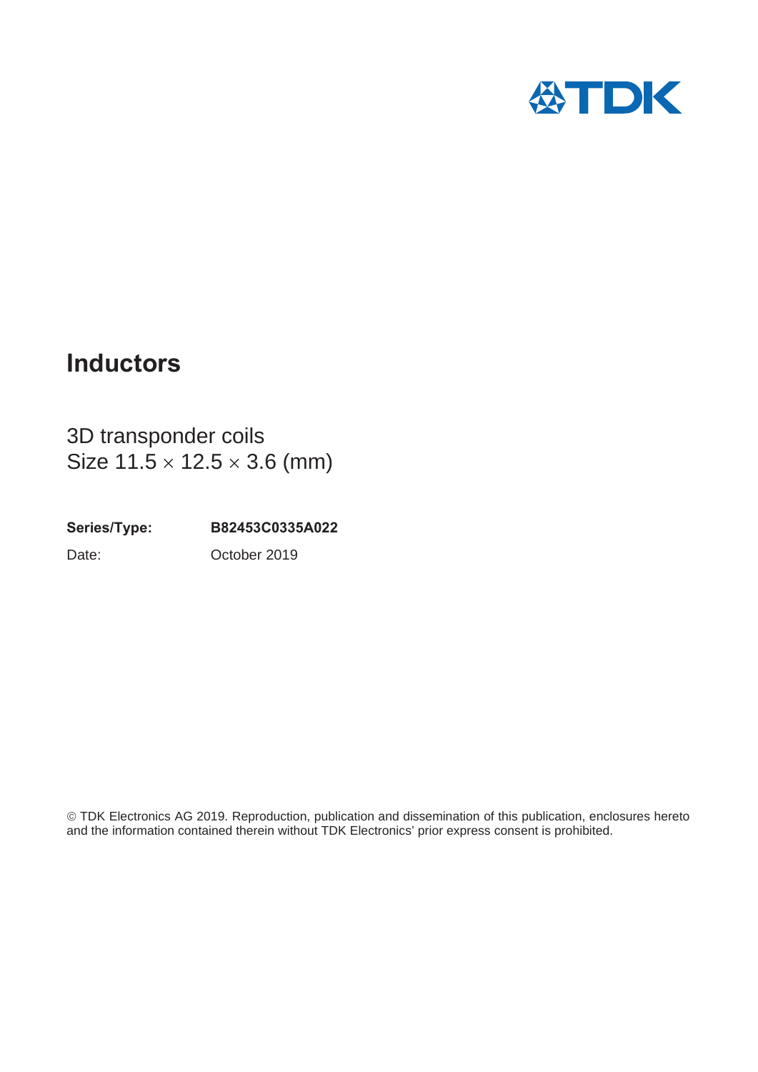TDK

# Inductors

3D transponder coils
Size 11.5 × 12.5 × 3.6 (mm)

**Series/Type:** **B82453C0335A022**

Date: October 2019

© TDK Electronics AG 2019. Reproduction, publication and dissemination of this publication, enclosures hereto and the information contained therein without TDK Electronics' prior express consent is prohibited.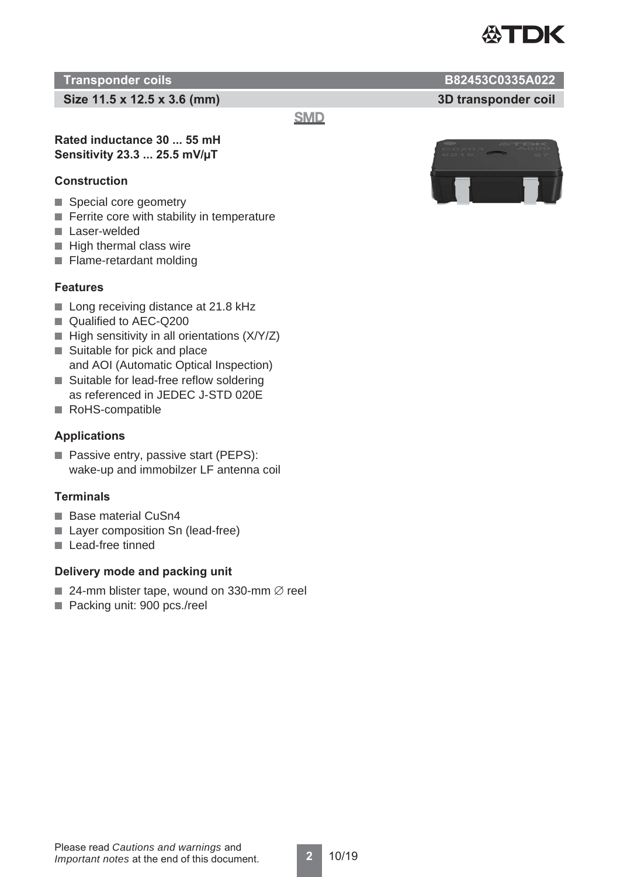## Transponder coils B82453C0335A022

**Size 11.5 x 12.5 x 3.6 (mm)** **3D transponder coil**

**SMD**

**Rated inductance 30 ... 55 mH**
**Sensitivity 23.3 ... 25.5 mV/µT**

### Construction

- Special core geometry
- Ferrite core with stability in temperature
- Laser-welded
- High thermal class wire
- Flame-retardant molding

### Features

- Long receiving distance at 21.8 kHz
- Qualified to AEC-Q200
- High sensitivity in all orientations (X/Y/Z)
- Suitable for pick and place and AOI (Automatic Optical Inspection)
- Suitable for lead-free reflow soldering as referenced in JEDEC J-STD 020E
- RoHS-compatible

### Applications

- Passive entry, passive start (PEPS): wake-up and immobilzer LF antenna coil

### Terminals

- Base material CuSn4
- Layer composition Sn (lead-free)
- Lead-free tinned

### Delivery mode and packing unit

- 24-mm blister tape, wound on 330-mm ∅ reel
- Packing unit: 900 pcs./reel

Please read *Cautions and warnings* and *Important notes* at the end of this document.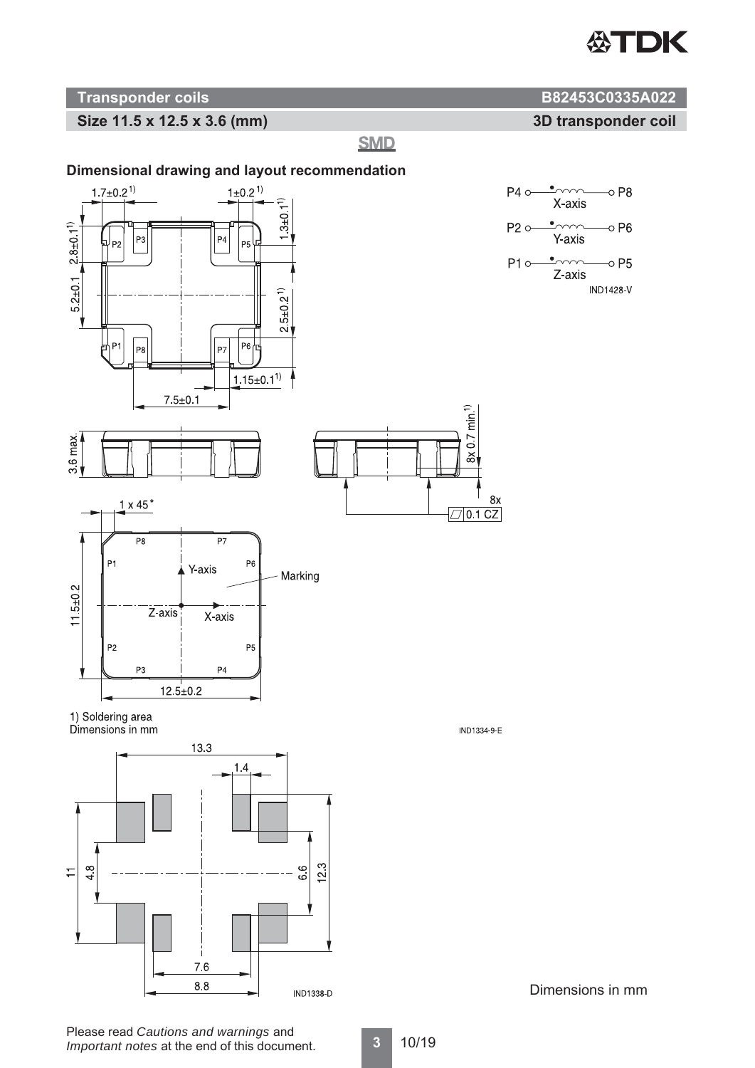## Transponder coils — B82453C0335A022

### Size 11.5 x 12.5 x 3.6 (mm) — 3D transponder coil

SMD

### Dimensional drawing and layout recommendation

1) Soldering area
Dimensions in mm

Dimensions in mm

Please read *Cautions and warnings* and *Important notes* at the end of this document.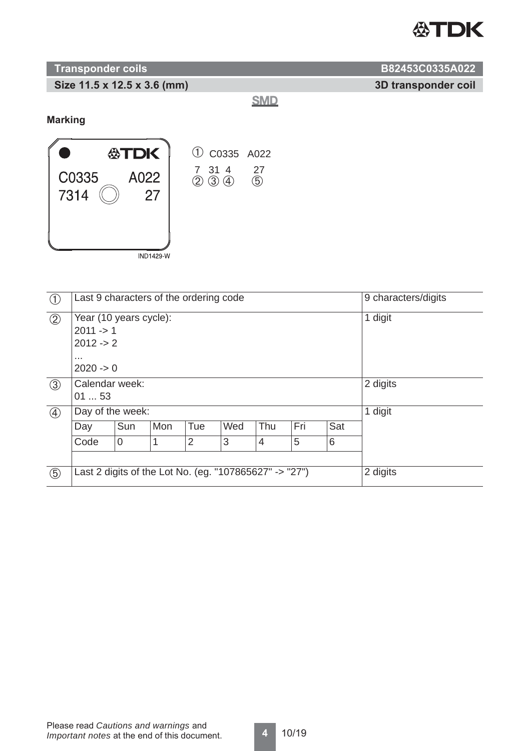**Transponder coils** | **B82453C0335A022**

**Size 11.5 x 12.5 x 3.6 (mm)** | **3D transponder coil**

**SMD**

## Marking

C0335 A022
7314 27

IND1429-W

① C0335 A022
7 31 4 27
② ③ ④ ⑤

| | | | | | | | | | |
|---|---|---|---|---|---|---|---|---|---|
| ① | Last 9 characters of the ordering code | | | | | | | | 9 characters/digits |
| ② | Year (10 years cycle):<br>2011 -> 1<br>2012 -> 2<br>...<br>2020 -> 0 | | | | | | | | 1 digit |
| ③ | Calendar week:<br>01 ... 53 | | | | | | | | 2 digits |
| ④ | Day of the week: | | | | | | | | 1 digit |
| | Day | Sun | Mon | Tue | Wed | Thu | Fri | Sat | |
| | Code | 0 | 1 | 2 | 3 | 4 | 5 | 6 | |
| ⑤ | Last 2 digits of the Lot No. (eg. "107865627" -> "27") | | | | | | | | 2 digits |

Please read *Cautions and warnings* and *Important notes* at the end of this document.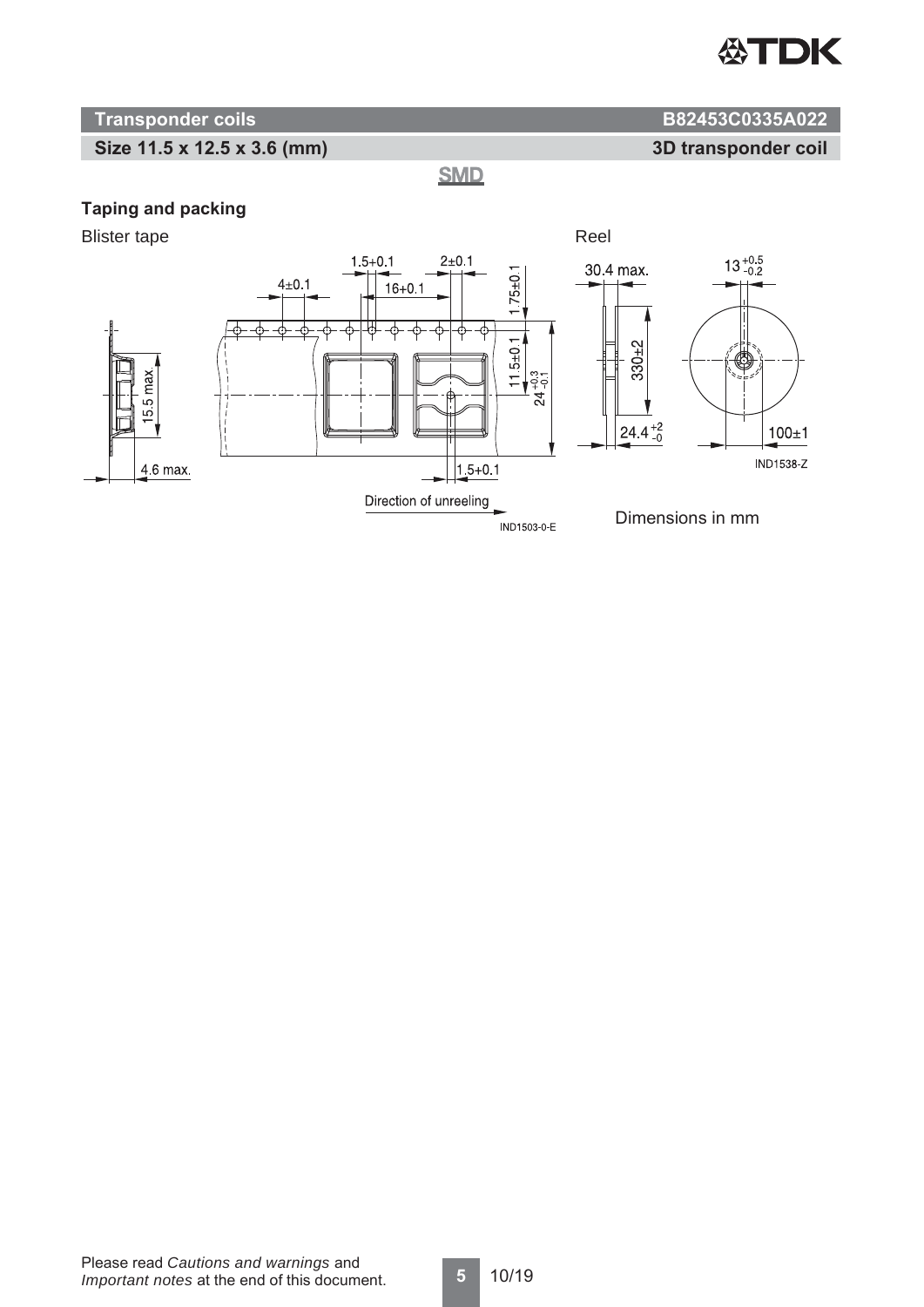## Taping and packing

Blister tape

Reel

IND1503-0-E

IND1538-Z

Dimensions in mm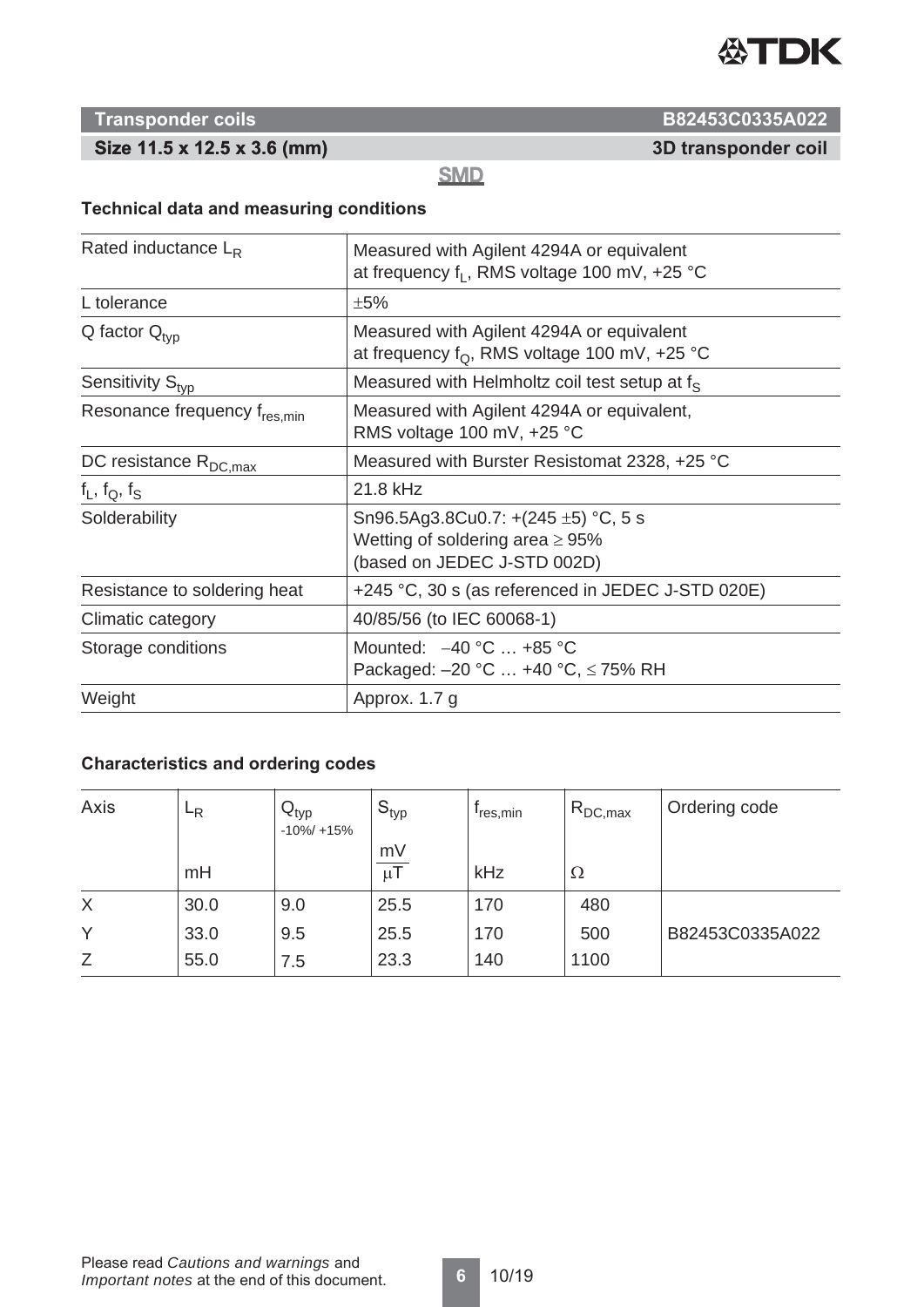## Transponder coils — B82453C0335A022

**Size 11.5 x 12.5 x 3.6 (mm)** — **3D transponder coil**

**SMD**

### Technical data and measuring conditions

| | |
|---|---|
| Rated inductance $L_R$ | Measured with Agilent 4294A or equivalent at frequency $f_L$, RMS voltage 100 mV, +25 °C |
| L tolerance | ±5% |
| Q factor $Q_{typ}$ | Measured with Agilent 4294A or equivalent at frequency $f_Q$, RMS voltage 100 mV, +25 °C |
| Sensitivity $S_{typ}$ | Measured with Helmholtz coil test setup at $f_S$ |
| Resonance frequency $f_{res,min}$ | Measured with Agilent 4294A or equivalent, RMS voltage 100 mV, +25 °C |
| DC resistance $R_{DC,max}$ | Measured with Burster Resistomat 2328, +25 °C |
| $f_L$, $f_Q$, $f_S$ | 21.8 kHz |
| Solderability | Sn96.5Ag3.8Cu0.7: +(245 ±5) °C, 5 s<br>Wetting of soldering area ≥ 95%<br>(based on JEDEC J-STD 002D) |
| Resistance to soldering heat | +245 °C, 30 s (as referenced in JEDEC J-STD 020E) |
| Climatic category | 40/85/56 (to IEC 60068-1) |
| Storage conditions | Mounted: −40 °C … +85 °C<br>Packaged: –20 °C … +40 °C, ≤ 75% RH |
| Weight | Approx. 1.7 g |

### Characteristics and ordering codes

| Axis | $L_R$<br>mH | $Q_{typ}$<br>-10%/ +15% | $S_{typ}$<br>$\frac{mV}{\mu T}$ | $f_{res,min}$<br>kHz | $R_{DC,max}$<br>Ω | Ordering code |
|---|---|---|---|---|---|---|
| X | 30.0 | 9.0 | 25.5 | 170 | 480 | |
| Y | 33.0 | 9.5 | 25.5 | 170 | 500 | B82453C0335A022 |
| Z | 55.0 | 7.5 | 23.3 | 140 | 1100 | |

Please read *Cautions and warnings* and *Important notes* at the end of this document.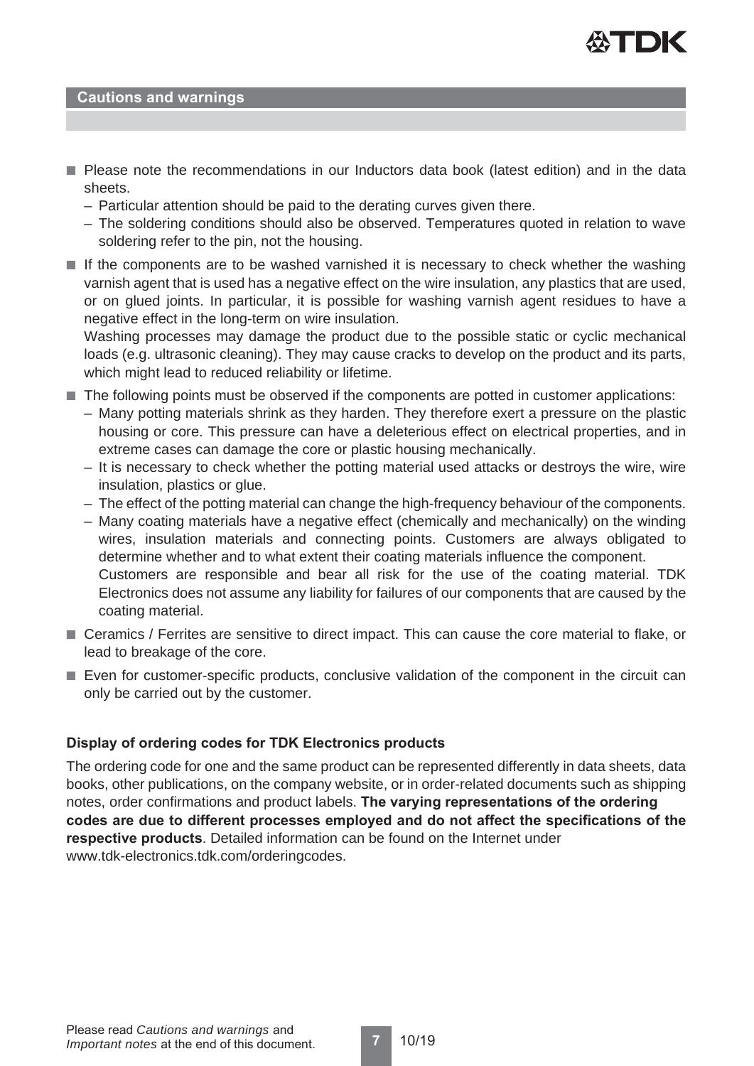## Cautions and warnings

- Please note the recommendations in our Inductors data book (latest edition) and in the data sheets.
  - Particular attention should be paid to the derating curves given there.
  - The soldering conditions should also be observed. Temperatures quoted in relation to wave soldering refer to the pin, not the housing.
- If the components are to be washed varnished it is necessary to check whether the washing varnish agent that is used has a negative effect on the wire insulation, any plastics that are used, or on glued joints. In particular, it is possible for washing varnish agent residues to have a negative effect in the long-term on wire insulation.
  Washing processes may damage the product due to the possible static or cyclic mechanical loads (e.g. ultrasonic cleaning). They may cause cracks to develop on the product and its parts, which might lead to reduced reliability or lifetime.
- The following points must be observed if the components are potted in customer applications:
  - Many potting materials shrink as they harden. They therefore exert a pressure on the plastic housing or core. This pressure can have a deleterious effect on electrical properties, and in extreme cases can damage the core or plastic housing mechanically.
  - It is necessary to check whether the potting material used attacks or destroys the wire, wire insulation, plastics or glue.
  - The effect of the potting material can change the high-frequency behaviour of the components.
  - Many coating materials have a negative effect (chemically and mechanically) on the winding wires, insulation materials and connecting points. Customers are always obligated to determine whether and to what extent their coating materials influence the component.
    Customers are responsible and bear all risk for the use of the coating material. TDK Electronics does not assume any liability for failures of our components that are caused by the coating material.
- Ceramics / Ferrites are sensitive to direct impact. This can cause the core material to flake, or lead to breakage of the core.
- Even for customer-specific products, conclusive validation of the component in the circuit can only be carried out by the customer.

### Display of ordering codes for TDK Electronics products

The ordering code for one and the same product can be represented differently in data sheets, data books, other publications, on the company website, or in order-related documents such as shipping notes, order confirmations and product labels. **The varying representations of the ordering codes are due to different processes employed and do not affect the specifications of the respective products**. Detailed information can be found on the Internet under www.tdk-electronics.tdk.com/orderingcodes.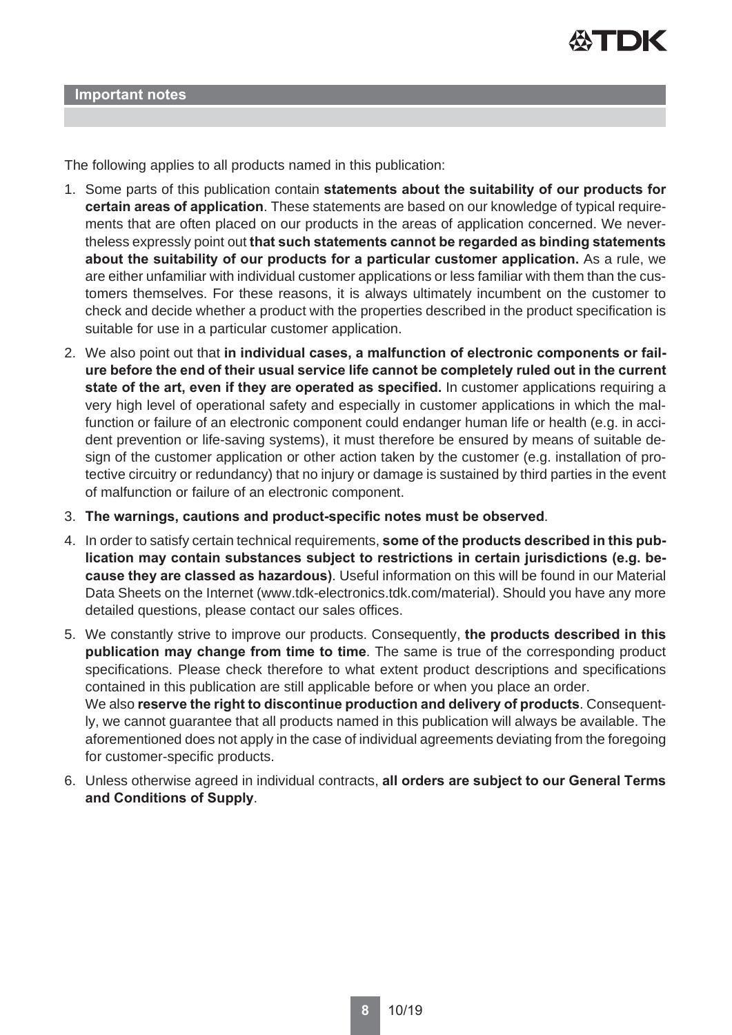## Important notes

The following applies to all products named in this publication:

1. Some parts of this publication contain **statements about the suitability of our products for certain areas of application**. These statements are based on our knowledge of typical requirements that are often placed on our products in the areas of application concerned. We nevertheless expressly point out **that such statements cannot be regarded as binding statements about the suitability of our products for a particular customer application.** As a rule, we are either unfamiliar with individual customer applications or less familiar with them than the customers themselves. For these reasons, it is always ultimately incumbent on the customer to check and decide whether a product with the properties described in the product specification is suitable for use in a particular customer application.
2. We also point out that **in individual cases, a malfunction of electronic components or failure before the end of their usual service life cannot be completely ruled out in the current state of the art, even if they are operated as specified.** In customer applications requiring a very high level of operational safety and especially in customer applications in which the malfunction or failure of an electronic component could endanger human life or health (e.g. in accident prevention or life-saving systems), it must therefore be ensured by means of suitable design of the customer application or other action taken by the customer (e.g. installation of protective circuitry or redundancy) that no injury or damage is sustained by third parties in the event of malfunction or failure of an electronic component.
3. **The warnings, cautions and product-specific notes must be observed**.
4. In order to satisfy certain technical requirements, **some of the products described in this publication may contain substances subject to restrictions in certain jurisdictions (e.g. because they are classed as hazardous)**. Useful information on this will be found in our Material Data Sheets on the Internet (www.tdk-electronics.tdk.com/material). Should you have any more detailed questions, please contact our sales offices.
5. We constantly strive to improve our products. Consequently, **the products described in this publication may change from time to time**. The same is true of the corresponding product specifications. Please check therefore to what extent product descriptions and specifications contained in this publication are still applicable before or when you place an order.
   We also **reserve the right to discontinue production and delivery of products**. Consequently, we cannot guarantee that all products named in this publication will always be available. The aforementioned does not apply in the case of individual agreements deviating from the foregoing for customer-specific products.
6. Unless otherwise agreed in individual contracts, **all orders are subject to our General Terms and Conditions of Supply**.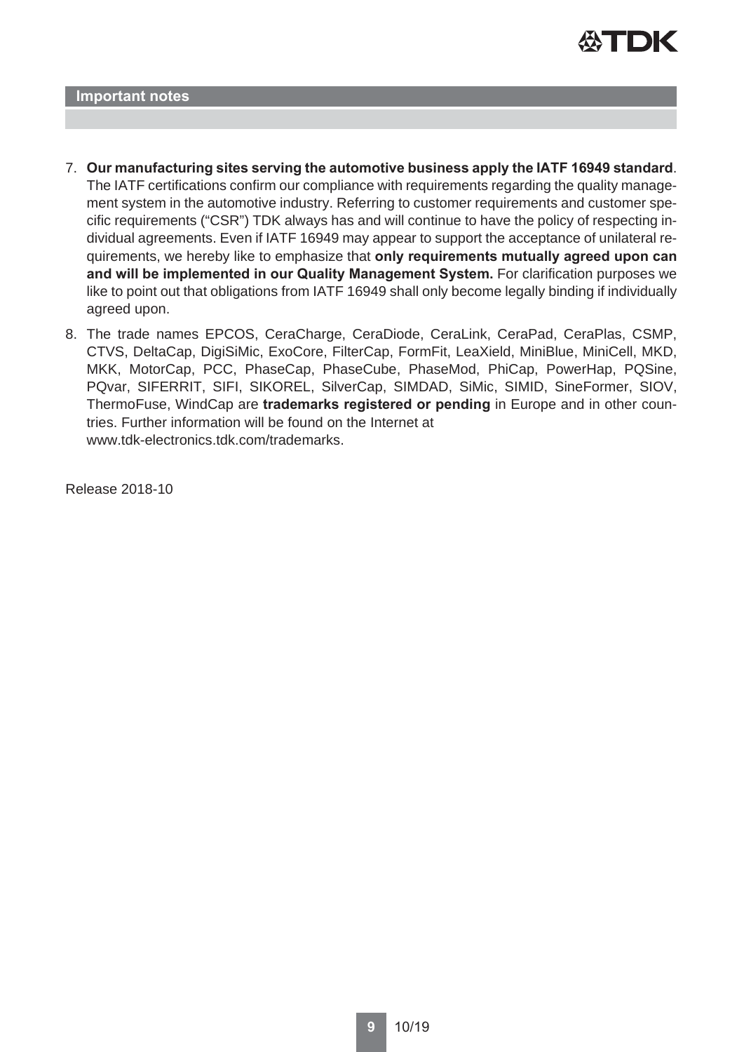## Important notes

7. **Our manufacturing sites serving the automotive business apply the IATF 16949 standard**. The IATF certifications confirm our compliance with requirements regarding the quality management system in the automotive industry. Referring to customer requirements and customer specific requirements ("CSR") TDK always has and will continue to have the policy of respecting individual agreements. Even if IATF 16949 may appear to support the acceptance of unilateral requirements, we hereby like to emphasize that **only requirements mutually agreed upon can and will be implemented in our Quality Management System.** For clarification purposes we like to point out that obligations from IATF 16949 shall only become legally binding if individually agreed upon.

8. The trade names EPCOS, CeraCharge, CeraDiode, CeraLink, CeraPad, CeraPlas, CSMP, CTVS, DeltaCap, DigiSiMic, ExoCore, FilterCap, FormFit, LeaXield, MiniBlue, MiniCell, MKD, MKK, MotorCap, PCC, PhaseCap, PhaseCube, PhaseMod, PhiCap, PowerHap, PQSine, PQvar, SIFERRIT, SIFI, SIKOREL, SilverCap, SIMDAD, SiMic, SIMID, SineFormer, SIOV, ThermoFuse, WindCap are **trademarks registered or pending** in Europe and in other countries. Further information will be found on the Internet at www.tdk-electronics.tdk.com/trademarks.

Release 2018-10